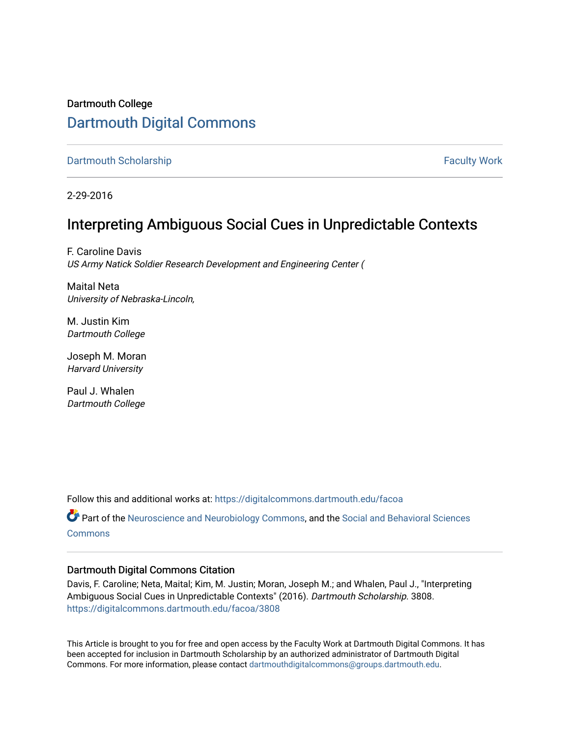Dartmouth College

# Dartmouth Digital Commons

Dartmouth Scholarship | Faculty Work

2-29-2016

## Interpreting Ambiguous Social Cues in Unpredictable Contexts

F. Caroline Davis
*US Army Natick Soldier Research Development and Engineering Center (*

Maital Neta
*University of Nebraska-Lincoln,*

M. Justin Kim
*Dartmouth College*

Joseph M. Moran
*Harvard University*

Paul J. Whalen
*Dartmouth College*

Follow this and additional works at: https://digitalcommons.dartmouth.edu/facoa

Part of the Neuroscience and Neurobiology Commons, and the Social and Behavioral Sciences Commons

### Dartmouth Digital Commons Citation

Davis, F. Caroline; Neta, Maital; Kim, M. Justin; Moran, Joseph M.; and Whalen, Paul J., "Interpreting Ambiguous Social Cues in Unpredictable Contexts" (2016). *Dartmouth Scholarship*. 3808.
https://digitalcommons.dartmouth.edu/facoa/3808

This Article is brought to you for free and open access by the Faculty Work at Dartmouth Digital Commons. It has been accepted for inclusion in Dartmouth Scholarship by an authorized administrator of Dartmouth Digital Commons. For more information, please contact dartmouthdigitalcommons@groups.dartmouth.edu.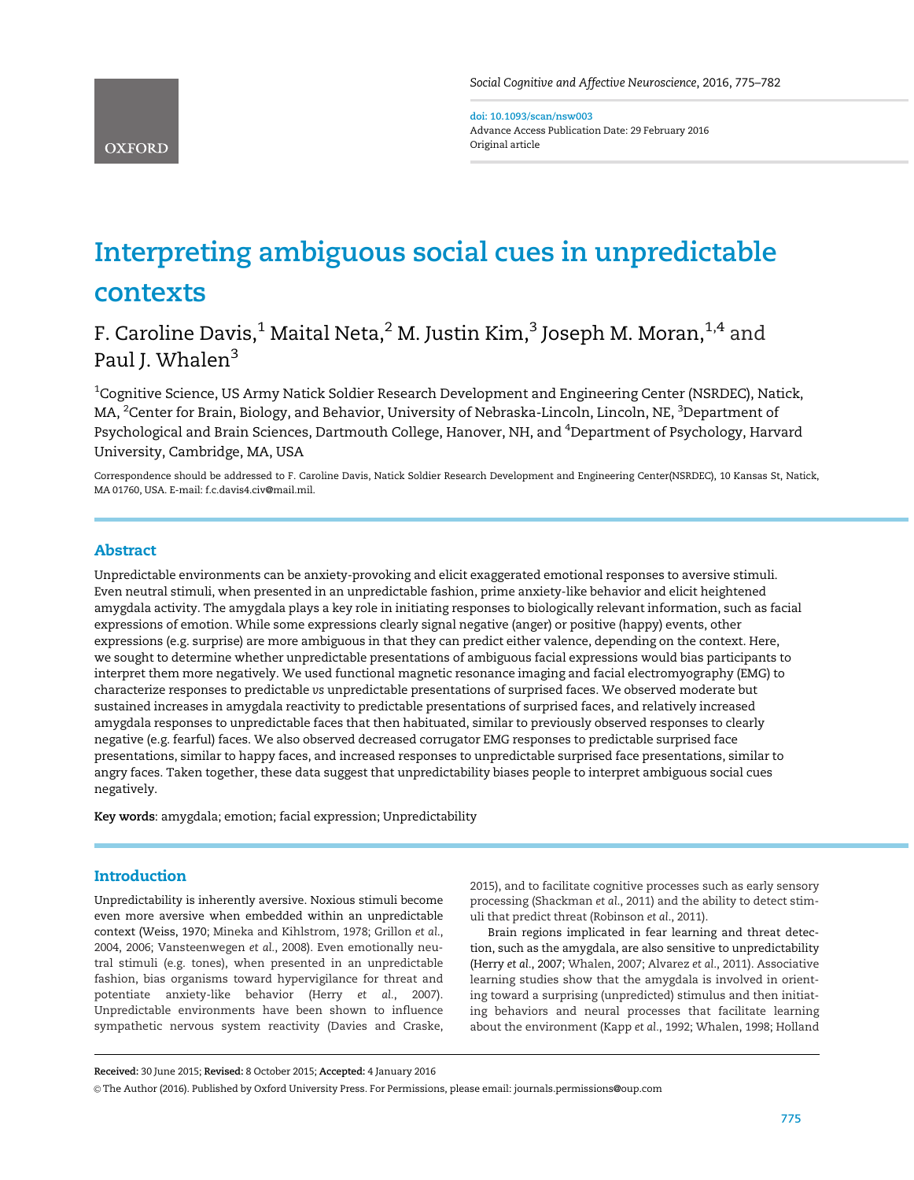# Interpreting ambiguous social cues in unpredictable contexts

F. Caroline Davis,[1] Maital Neta,[2] M. Justin Kim,[3] Joseph M. Moran,[1,4] and Paul J. Whalen[3]

[1]Cognitive Science, US Army Natick Soldier Research Development and Engineering Center (NSRDEC), Natick, MA, [2]Center for Brain, Biology, and Behavior, University of Nebraska-Lincoln, Lincoln, NE, [3]Department of Psychological and Brain Sciences, Dartmouth College, Hanover, NH, and [4]Department of Psychology, Harvard University, Cambridge, MA, USA

Correspondence should be addressed to F. Caroline Davis, Natick Soldier Research Development and Engineering Center(NSRDEC), 10 Kansas St, Natick, MA 01760, USA. E-mail: f.c.davis4.civ@mail.mil.

doi: 10.1093/scan/nsw003
Advance Access Publication Date: 29 February 2016
Original article

## Abstract

Unpredictable environments can be anxiety-provoking and elicit exaggerated emotional responses to aversive stimuli. Even neutral stimuli, when presented in an unpredictable fashion, prime anxiety-like behavior and elicit heightened amygdala activity. The amygdala plays a key role in initiating responses to biologically relevant information, such as facial expressions of emotion. While some expressions clearly signal negative (anger) or positive (happy) events, other expressions (e.g. surprise) are more ambiguous in that they can predict either valence, depending on the context. Here, we sought to determine whether unpredictable presentations of ambiguous facial expressions would bias participants to interpret them more negatively. We used functional magnetic resonance imaging and facial electromyography (EMG) to characterize responses to predictable *vs* unpredictable presentations of surprised faces. We observed moderate but sustained increases in amygdala reactivity to predictable presentations of surprised faces, and relatively increased amygdala responses to unpredictable faces that then habituated, similar to previously observed responses to clearly negative (e.g. fearful) faces. We also observed decreased corrugator EMG responses to predictable surprised face presentations, similar to happy faces, and increased responses to unpredictable surprised face presentations, similar to angry faces. Taken together, these data suggest that unpredictability biases people to interpret ambiguous social cues negatively.

**Key words**: amygdala; emotion; facial expression; Unpredictability

## Introduction

Unpredictability is inherently aversive. Noxious stimuli become even more aversive when embedded within an unpredictable context (Weiss, 1970; Mineka and Kihlstrom, 1978; Grillon *et al.*, 2004, 2006; Vansteenwegen *et al.*, 2008). Even emotionally neutral stimuli (e.g. tones), when presented in an unpredictable fashion, bias organisms toward hypervigilance for threat and potentiate anxiety-like behavior (Herry *et al.*, 2007). Unpredictable environments have been shown to influence sympathetic nervous system reactivity (Davies and Craske, 2015), and to facilitate cognitive processes such as early sensory processing (Shackman *et al.*, 2011) and the ability to detect stimuli that predict threat (Robinson *et al.*, 2011).

Brain regions implicated in fear learning and threat detection, such as the amygdala, are also sensitive to unpredictability (Herry *et al.*, 2007; Whalen, 2007; Alvarez *et al.*, 2011). Associative learning studies show that the amygdala is involved in orienting toward a surprising (unpredicted) stimulus and then initiating behaviors and neural processes that facilitate learning about the environment (Kapp *et al.*, 1992; Whalen, 1998; Holland

**Received:** 30 June 2015; **Revised:** 8 October 2015; **Accepted:** 4 January 2016

© The Author (2016). Published by Oxford University Press. For Permissions, please email: journals.permissions@oup.com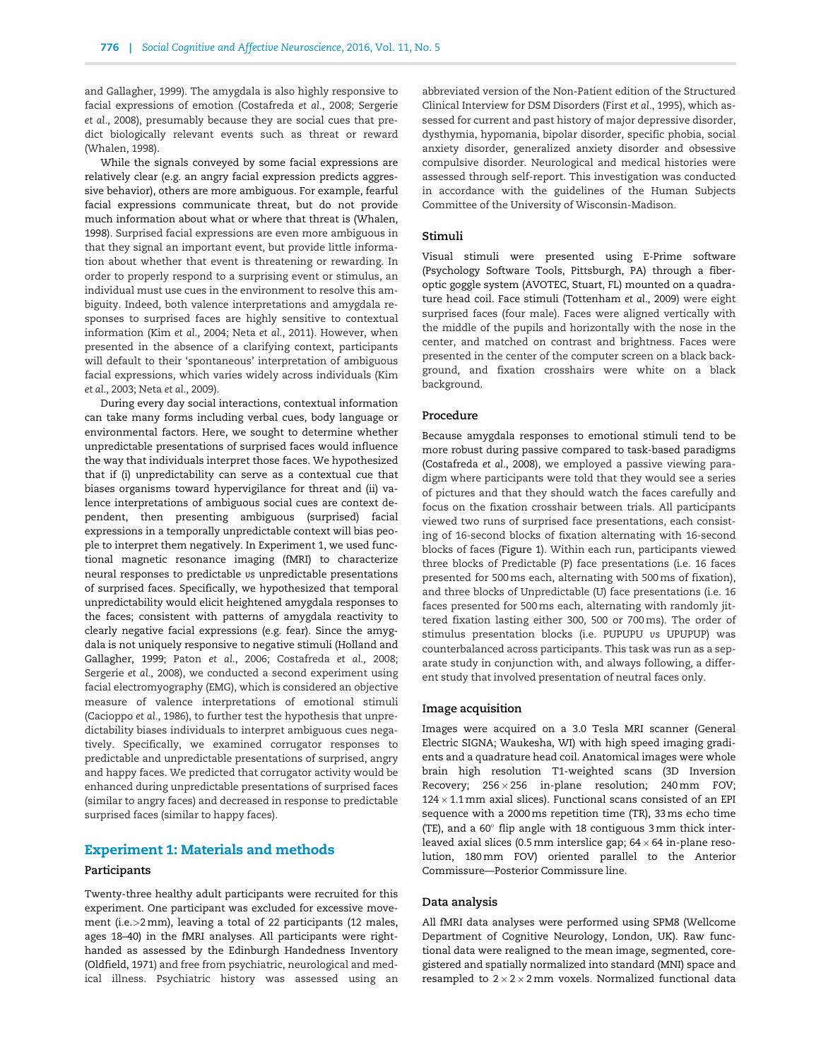and Gallagher, 1999). The amygdala is also highly responsive to facial expressions of emotion (Costafreda *et al.*, 2008; Sergerie *et al.*, 2008), presumably because they are social cues that predict biologically relevant events such as threat or reward (Whalen, 1998).

While the signals conveyed by some facial expressions are relatively clear (e.g. an angry facial expression predicts aggressive behavior), others are more ambiguous. For example, fearful facial expressions communicate threat, but do not provide much information about what or where that threat is (Whalen, 1998). Surprised facial expressions are even more ambiguous in that they signal an important event, but provide little information about whether that event is threatening or rewarding. In order to properly respond to a surprising event or stimulus, an individual must use cues in the environment to resolve this ambiguity. Indeed, both valence interpretations and amygdala responses to surprised faces are highly sensitive to contextual information (Kim *et al.*, 2004; Neta *et al.*, 2011). However, when presented in the absence of a clarifying context, participants will default to their 'spontaneous' interpretation of ambiguous facial expressions, which varies widely across individuals (Kim *et al.*, 2003; Neta *et al.*, 2009).

During every day social interactions, contextual information can take many forms including verbal cues, body language or environmental factors. Here, we sought to determine whether unpredictable presentations of surprised faces would influence the way that individuals interpret those faces. We hypothesized that if (i) unpredictability can serve as a contextual cue that biases organisms toward hypervigilance for threat and (ii) valence interpretations of ambiguous social cues are context dependent, then presenting ambiguous (surprised) facial expressions in a temporally unpredictable context will bias people to interpret them negatively. In Experiment 1, we used functional magnetic resonance imaging (fMRI) to characterize neural responses to predictable *vs* unpredictable presentations of surprised faces. Specifically, we hypothesized that temporal unpredictability would elicit heightened amygdala responses to the faces; consistent with patterns of amygdala reactivity to clearly negative facial expressions (e.g. fear). Since the amygdala is not uniquely responsive to negative stimuli (Holland and Gallagher, 1999; Paton *et al.*, 2006; Costafreda *et al.*, 2008; Sergerie *et al.*, 2008), we conducted a second experiment using facial electromyography (EMG), which is considered an objective measure of valence interpretations of emotional stimuli (Cacioppo *et al.*, 1986), to further test the hypothesis that unpredictability biases individuals to interpret ambiguous cues negatively. Specifically, we examined corrugator responses to predictable and unpredictable presentations of surprised, angry and happy faces. We predicted that corrugator activity would be enhanced during unpredictable presentations of surprised faces (similar to angry faces) and decreased in response to predictable surprised faces (similar to happy faces).

## Experiment 1: Materials and methods

### Participants

Twenty-three healthy adult participants were recruited for this experiment. One participant was excluded for excessive movement (i.e.>2 mm), leaving a total of 22 participants (12 males, ages 18–40) in the fMRI analyses. All participants were right-handed as assessed by the Edinburgh Handedness Inventory (Oldfield, 1971) and free from psychiatric, neurological and medical illness. Psychiatric history was assessed using an abbreviated version of the Non-Patient edition of the Structured Clinical Interview for DSM Disorders (First *et al.*, 1995), which assessed for current and past history of major depressive disorder, dysthymia, hypomania, bipolar disorder, specific phobia, social anxiety disorder, generalized anxiety disorder and obsessive compulsive disorder. Neurological and medical histories were assessed through self-report. This investigation was conducted in accordance with the guidelines of the Human Subjects Committee of the University of Wisconsin-Madison.

### Stimuli

Visual stimuli were presented using E-Prime software (Psychology Software Tools, Pittsburgh, PA) through a fiber-optic goggle system (AVOTEC, Stuart, FL) mounted on a quadrature head coil. Face stimuli (Tottenham *et al.*, 2009) were eight surprised faces (four male). Faces were aligned vertically with the middle of the pupils and horizontally with the nose in the center, and matched on contrast and brightness. Faces were presented in the center of the computer screen on a black background, and fixation crosshairs were white on a black background.

### Procedure

Because amygdala responses to emotional stimuli tend to be more robust during passive compared to task-based paradigms (Costafreda *et al.*, 2008), we employed a passive viewing paradigm where participants were told that they would see a series of pictures and that they should watch the faces carefully and focus on the fixation crosshair between trials. All participants viewed two runs of surprised face presentations, each consisting of 16-second blocks of fixation alternating with 16-second blocks of faces (Figure 1). Within each run, participants viewed three blocks of Predictable (P) face presentations (i.e. 16 faces presented for 500 ms each, alternating with 500 ms of fixation), and three blocks of Unpredictable (U) face presentations (i.e. 16 faces presented for 500 ms each, alternating with randomly jittered fixation lasting either 300, 500 or 700 ms). The order of stimulus presentation blocks (i.e. PUPUPU *vs* UPUPUP) was counterbalanced across participants. This task was run as a separate study in conjunction with, and always following, a different study that involved presentation of neutral faces only.

### Image acquisition

Images were acquired on a 3.0 Tesla MRI scanner (General Electric SIGNA; Waukesha, WI) with high speed imaging gradients and a quadrature head coil. Anatomical images were whole brain high resolution T1-weighted scans (3D Inversion Recovery; $256 \times 256$ in-plane resolution; 240 mm FOV; $124 \times 1.1$ mm axial slices). Functional scans consisted of an EPI sequence with a 2000 ms repetition time (TR), 33 ms echo time (TE), and a 60° flip angle with 18 contiguous 3 mm thick interleaved axial slices (0.5 mm interslice gap; $64 \times 64$ in-plane resolution, 180 mm FOV) oriented parallel to the Anterior Commissure—Posterior Commissure line.

### Data analysis

All fMRI data analyses were performed using SPM8 (Wellcome Department of Cognitive Neurology, London, UK). Raw functional data were realigned to the mean image, segmented, coregistered and spatially normalized into standard (MNI) space and resampled to $2 \times 2 \times 2$ mm voxels. Normalized functional data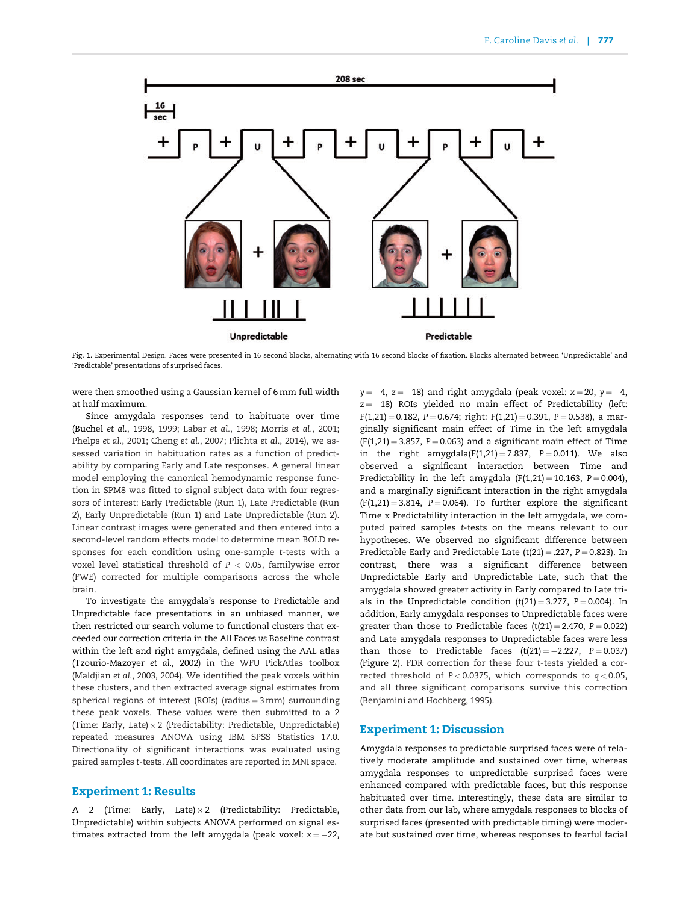Fig. 1. Experimental Design. Faces were presented in 16 second blocks, alternating with 16 second blocks of fixation. Blocks alternated between 'Unpredictable' and 'Predictable' presentations of surprised faces.

were then smoothed using a Gaussian kernel of 6 mm full width at half maximum.

Since amygdala responses tend to habituate over time (Buchel *et al.*, 1998, 1999; Labar *et al.*, 1998; Morris *et al.*, 2001; Phelps *et al.*, 2001; Cheng *et al.*, 2007; Plichta *et al.*, 2014), we assessed variation in habituation rates as a function of predictability by comparing Early and Late responses. A general linear model employing the canonical hemodynamic response function in SPM8 was fitted to signal subject data with four regressors of interest: Early Predictable (Run 1), Late Predictable (Run 2), Early Unpredictable (Run 1) and Late Unpredictable (Run 2). Linear contrast images were generated and then entered into a second-level random effects model to determine mean BOLD responses for each condition using one-sample *t*-tests with a voxel level statistical threshold of $P < 0.05$, familywise error (FWE) corrected for multiple comparisons across the whole brain.

To investigate the amygdala's response to Predictable and Unpredictable face presentations in an unbiased manner, we then restricted our search volume to functional clusters that exceeded our correction criteria in the All Faces *vs* Baseline contrast within the left and right amygdala, defined using the AAL atlas (Tzourio-Mazoyer *et al.*, 2002) in the WFU PickAtlas toolbox (Maldjian *et al.*, 2003, 2004). We identified the peak voxels within these clusters, and then extracted average signal estimates from spherical regions of interest (ROIs) (radius = 3 mm) surrounding these peak voxels. These values were then submitted to a 2 (Time: Early, Late) × 2 (Predictability: Predictable, Unpredictable) repeated measures ANOVA using IBM SPSS Statistics 17.0. Directionality of significant interactions was evaluated using paired samples *t*-tests. All coordinates are reported in MNI space.

## Experiment 1: Results

A 2 (Time: Early, Late) × 2 (Predictability: Predictable, Unpredictable) within subjects ANOVA performed on signal estimates extracted from the left amygdala (peak voxel: $x = -22$, $y = -4$, $z = -18$) and right amygdala (peak voxel: $x = 20$, $y = -4$, $z = -18$) ROIs yielded no main effect of Predictability (left: $F(1,21) = 0.182$, $P = 0.674$; right: $F(1,21) = 0.391$, $P = 0.538$), a marginally significant main effect of Time in the left amygdala ($F(1,21) = 3.857$, $P = 0.063$) and a significant main effect of Time in the right amygdala($F(1,21) = 7.837$, $P = 0.011$). We also observed a significant interaction between Time and Predictability in the left amygdala ($F(1,21) = 10.163$, $P = 0.004$), and a marginally significant interaction in the right amygdala ($F(1,21) = 3.814$, $P = 0.064$). To further explore the significant Time x Predictability interaction in the left amygdala, we computed paired samples *t*-tests on the means relevant to our hypotheses. We observed no significant difference between Predictable Early and Predictable Late ($t(21) = .227$, $P = 0.823$). In contrast, there was a significant difference between Unpredictable Early and Unpredictable Late, such that the amygdala showed greater activity in Early compared to Late trials in the Unpredictable condition ($t(21) = 3.277$, $P = 0.004$). In addition, Early amygdala responses to Unpredictable faces were greater than those to Predictable faces ($t(21) = 2.470$, $P = 0.022$) and Late amygdala responses to Unpredictable faces were less than those to Predictable faces ($t(21) = -2.227$, $P = 0.037$) (Figure 2). FDR correction for these four *t*-tests yielded a corrected threshold of $P < 0.0375$, which corresponds to $q < 0.05$, and all three significant comparisons survive this correction (Benjamini and Hochberg, 1995).

## Experiment 1: Discussion

Amygdala responses to predictable surprised faces were of relatively moderate amplitude and sustained over time, whereas amygdala responses to unpredictable surprised faces were enhanced compared with predictable faces, but this response habituated over time. Interestingly, these data are similar to other data from our lab, where amygdala responses to blocks of surprised faces (presented with predictable timing) were moderate but sustained over time, whereas responses to fearful facial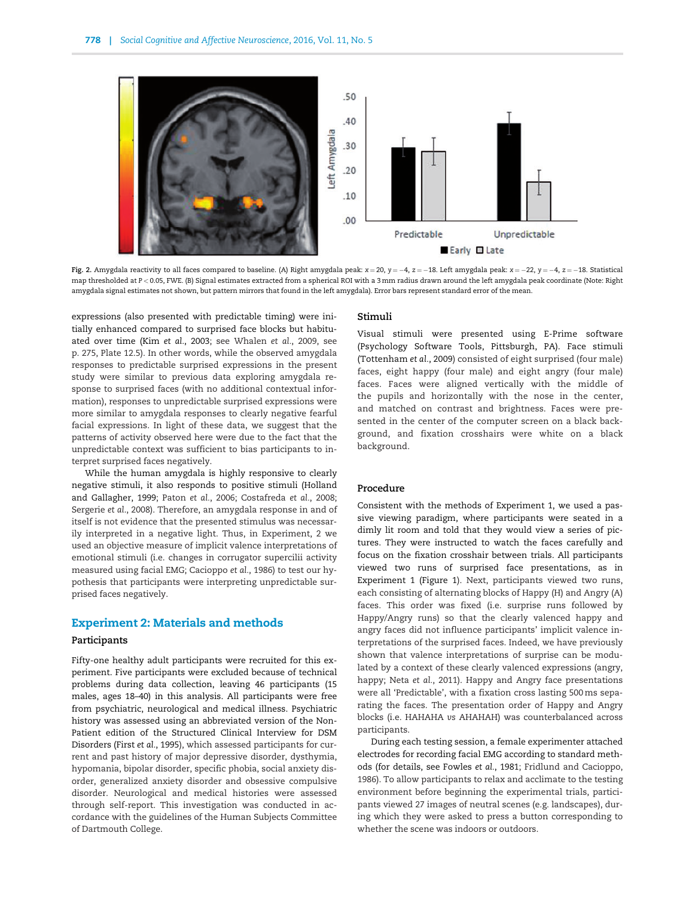Fig. 2. Amygdala reactivity to all faces compared to baseline. (A) Right amygdala peak: $x=20$, $y=-4$, $z=-18$. Left amygdala peak: $x=-22$, $y=-4$, $z=-18$. Statistical map thresholded at $P<0.05$, FWE. (B) Signal estimates extracted from a spherical ROI with a 3 mm radius drawn around the left amygdala peak coordinate (Note: Right amygdala signal estimates not shown, but pattern mirrors that found in the left amygdala). Error bars represent standard error of the mean.

expressions (also presented with predictable timing) were initially enhanced compared to surprised face blocks but habituated over time (Kim *et al.*, 2003; see Whalen *et al.*, 2009, see p. 275, Plate 12.5). In other words, while the observed amygdala responses to predictable surprised expressions in the present study were similar to previous data exploring amygdala response to surprised faces (with no additional contextual information), responses to unpredictable surprised expressions were more similar to amygdala responses to clearly negative fearful facial expressions. In light of these data, we suggest that the patterns of activity observed here were due to the fact that the unpredictable context was sufficient to bias participants to interpret surprised faces negatively.

While the human amygdala is highly responsive to clearly negative stimuli, it also responds to positive stimuli (Holland and Gallagher, 1999; Paton *et al.*, 2006; Costafreda *et al.*, 2008; Sergerie *et al.*, 2008). Therefore, an amygdala response in and of itself is not evidence that the presented stimulus was necessarily interpreted in a negative light. Thus, in Experiment, 2 we used an objective measure of implicit valence interpretations of emotional stimuli (i.e. changes in corrugator supercilii activity measured using facial EMG; Cacioppo *et al.*, 1986) to test our hypothesis that participants were interpreting unpredictable surprised faces negatively.

## Experiment 2: Materials and methods

### Participants

Fifty-one healthy adult participants were recruited for this experiment. Five participants were excluded because of technical problems during data collection, leaving 46 participants (15 males, ages 18–40) in this analysis. All participants were free from psychiatric, neurological and medical illness. Psychiatric history was assessed using an abbreviated version of the Non-Patient edition of the Structured Clinical Interview for DSM Disorders (First *et al.*, 1995), which assessed participants for current and past history of major depressive disorder, dysthymia, hypomania, bipolar disorder, specific phobia, social anxiety disorder, generalized anxiety disorder and obsessive compulsive disorder. Neurological and medical histories were assessed through self-report. This investigation was conducted in accordance with the guidelines of the Human Subjects Committee of Dartmouth College.

### Stimuli

Visual stimuli were presented using E-Prime software (Psychology Software Tools, Pittsburgh, PA). Face stimuli (Tottenham *et al.*, 2009) consisted of eight surprised (four male) faces, eight happy (four male) and eight angry (four male) faces. Faces were aligned vertically with the middle of the pupils and horizontally with the nose in the center, and matched on contrast and brightness. Faces were presented in the center of the computer screen on a black background, and fixation crosshairs were white on a black background.

### Procedure

Consistent with the methods of Experiment 1, we used a passive viewing paradigm, where participants were seated in a dimly lit room and told that they would view a series of pictures. They were instructed to watch the faces carefully and focus on the fixation crosshair between trials. All participants viewed two runs of surprised face presentations, as in Experiment 1 (Figure 1). Next, participants viewed two runs, each consisting of alternating blocks of Happy (H) and Angry (A) faces. This order was fixed (i.e. surprise runs followed by Happy/Angry runs) so that the clearly valenced happy and angry faces did not influence participants' implicit valence interpretations of the surprised faces. Indeed, we have previously shown that valence interpretations of surprise can be modulated by a context of these clearly valenced expressions (angry, happy; Neta *et al.*, 2011). Happy and Angry face presentations were all 'Predictable', with a fixation cross lasting 500 ms separating the faces. The presentation order of Happy and Angry blocks (i.e. HAHAHA *vs* AHAHAH) was counterbalanced across participants.

During each testing session, a female experimenter attached electrodes for recording facial EMG according to standard methods (for details, see Fowles *et al.*, 1981; Fridlund and Cacioppo, 1986). To allow participants to relax and acclimate to the testing environment before beginning the experimental trials, participants viewed 27 images of neutral scenes (e.g. landscapes), during which they were asked to press a button corresponding to whether the scene was indoors or outdoors.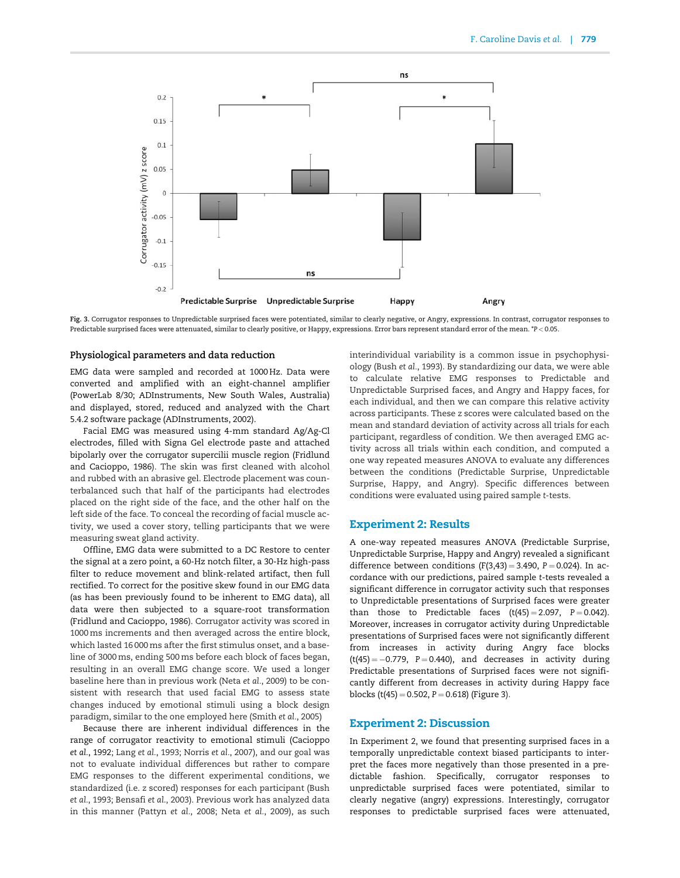Fig. 3. Corrugator responses to Unpredictable surprised faces were potentiated, similar to clearly negative, or Angry, expressions. In contrast, corrugator responses to Predictable surprised faces were attenuated, similar to clearly positive, or Happy, expressions. Error bars represent standard error of the mean. $^{*}P < 0.05$.

### Physiological parameters and data reduction

EMG data were sampled and recorded at 1000 Hz. Data were converted and amplified with an eight-channel amplifier (PowerLab 8/30; ADInstruments, New South Wales, Australia) and displayed, stored, reduced and analyzed with the Chart 5.4.2 software package (ADInstruments, 2002).

Facial EMG was measured using 4-mm standard Ag/Ag-Cl electrodes, filled with Signa Gel electrode paste and attached bipolarly over the corrugator supercilii muscle region (Fridlund and Cacioppo, 1986). The skin was first cleaned with alcohol and rubbed with an abrasive gel. Electrode placement was counterbalanced such that half of the participants had electrodes placed on the right side of the face, and the other half on the left side of the face. To conceal the recording of facial muscle activity, we used a cover story, telling participants that we were measuring sweat gland activity.

Offline, EMG data were submitted to a DC Restore to center the signal at a zero point, a 60-Hz notch filter, a 30-Hz high-pass filter to reduce movement and blink-related artifact, then full rectified. To correct for the positive skew found in our EMG data (as has been previously found to be inherent to EMG data), all data were then subjected to a square-root transformation (Fridlund and Cacioppo, 1986). Corrugator activity was scored in 1000 ms increments and then averaged across the entire block, which lasted 16 000 ms after the first stimulus onset, and a baseline of 3000 ms, ending 500 ms before each block of faces began, resulting in an overall EMG change score. We used a longer baseline here than in previous work (Neta *et al.*, 2009) to be consistent with research that used facial EMG to assess state changes induced by emotional stimuli using a block design paradigm, similar to the one employed here (Smith *et al.*, 2005)

Because there are inherent individual differences in the range of corrugator reactivity to emotional stimuli (Cacioppo *et al.*, 1992; Lang *et al.*, 1993; Norris *et al.*, 2007), and our goal was not to evaluate individual differences but rather to compare EMG responses to the different experimental conditions, we standardized (i.e. z scored) responses for each participant (Bush *et al.*, 1993; Bensafi *et al.*, 2003). Previous work has analyzed data in this manner (Pattyn *et al.*, 2008; Neta *et al.*, 2009), as such interindividual variability is a common issue in psychophysiology (Bush *et al.*, 1993). By standardizing our data, we were able to calculate relative EMG responses to Predictable and Unpredictable Surprised faces, and Angry and Happy faces, for each individual, and then we can compare this relative activity across participants. These z scores were calculated based on the mean and standard deviation of activity across all trials for each participant, regardless of condition. We then averaged EMG activity across all trials within each condition, and computed a one way repeated measures ANOVA to evaluate any differences between the conditions (Predictable Surprise, Unpredictable Surprise, Happy, and Angry). Specific differences between conditions were evaluated using paired sample *t*-tests.

## Experiment 2: Results

A one-way repeated measures ANOVA (Predictable Surprise, Unpredictable Surprise, Happy and Angry) revealed a significant difference between conditions ($F(3,43) = 3.490$, $P = 0.024$). In accordance with our predictions, paired sample *t*-tests revealed a significant difference in corrugator activity such that responses to Unpredictable presentations of Surprised faces were greater than those to Predictable faces ($t(45) = 2.097$, $P = 0.042$). Moreover, increases in corrugator activity during Unpredictable presentations of Surprised faces were not significantly different from increases in activity during Angry face blocks ($t(45) = -0.779$, $P = 0.440$), and decreases in activity during Predictable presentations of Surprised faces were not significantly different from decreases in activity during Happy face blocks ($t(45) = 0.502$, $P = 0.618$) (Figure 3).

## Experiment 2: Discussion

In Experiment 2, we found that presenting surprised faces in a temporally unpredictable context biased participants to interpret the faces more negatively than those presented in a predictable fashion. Specifically, corrugator responses to unpredictable surprised faces were potentiated, similar to clearly negative (angry) expressions. Interestingly, corrugator responses to predictable surprised faces were attenuated,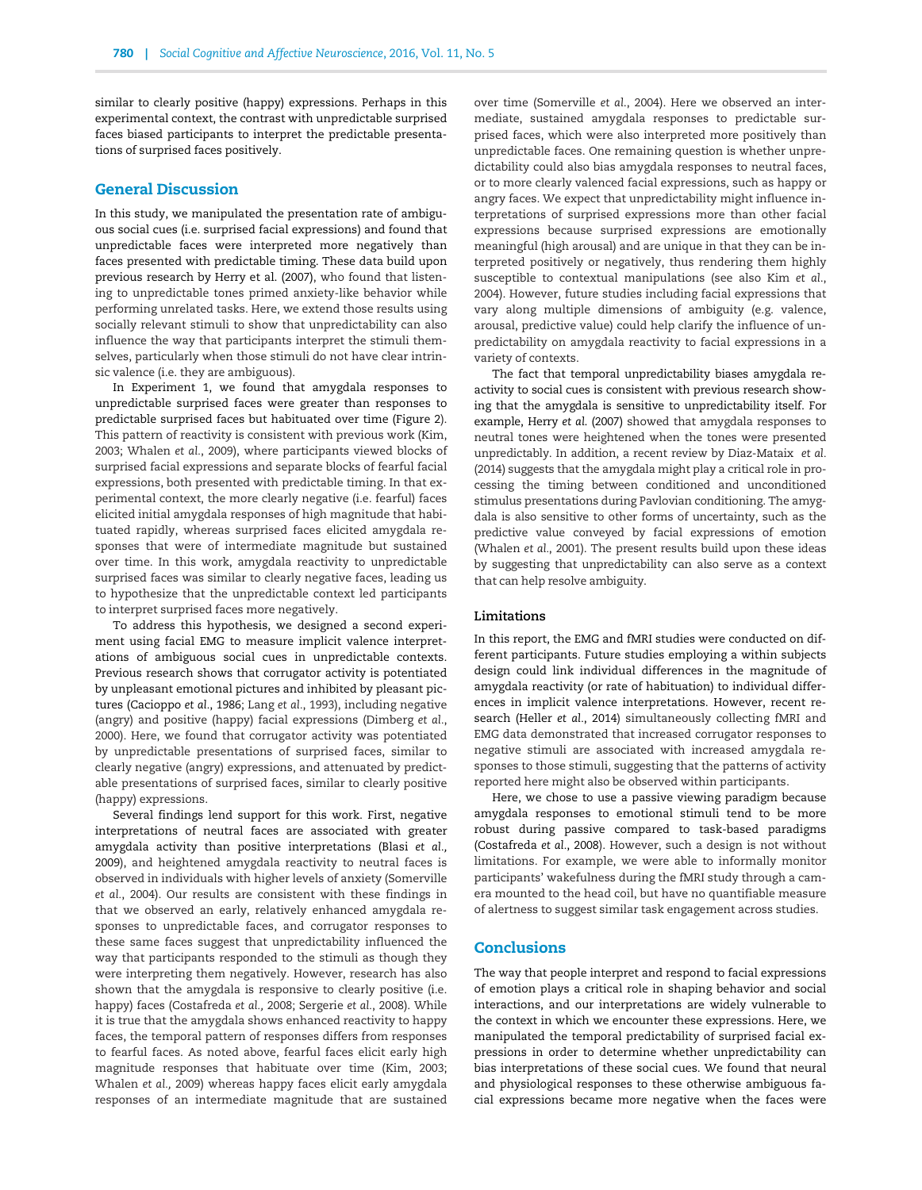similar to clearly positive (happy) expressions. Perhaps in this experimental context, the contrast with unpredictable surprised faces biased participants to interpret the predictable presentations of surprised faces positively.

## General Discussion

In this study, we manipulated the presentation rate of ambiguous social cues (i.e. surprised facial expressions) and found that unpredictable faces were interpreted more negatively than faces presented with predictable timing. These data build upon previous research by Herry et al. (2007), who found that listening to unpredictable tones primed anxiety-like behavior while performing unrelated tasks. Here, we extend those results using socially relevant stimuli to show that unpredictability can also influence the way that participants interpret the stimuli themselves, particularly when those stimuli do not have clear intrinsic valence (i.e. they are ambiguous).

In Experiment 1, we found that amygdala responses to unpredictable surprised faces were greater than responses to predictable surprised faces but habituated over time (Figure 2). This pattern of reactivity is consistent with previous work (Kim, 2003; Whalen *et al.*, 2009), where participants viewed blocks of surprised facial expressions and separate blocks of fearful facial expressions, both presented with predictable timing. In that experimental context, the more clearly negative (i.e. fearful) faces elicited initial amygdala responses of high magnitude that habituated rapidly, whereas surprised faces elicited amygdala responses that were of intermediate magnitude but sustained over time. In this work, amygdala reactivity to unpredictable surprised faces was similar to clearly negative faces, leading us to hypothesize that the unpredictable context led participants to interpret surprised faces more negatively.

To address this hypothesis, we designed a second experiment using facial EMG to measure implicit valence interpretations of ambiguous social cues in unpredictable contexts. Previous research shows that corrugator activity is potentiated by unpleasant emotional pictures and inhibited by pleasant pictures (Cacioppo *et al.*, 1986; Lang *et al.*, 1993), including negative (angry) and positive (happy) facial expressions (Dimberg *et al.*, 2000). Here, we found that corrugator activity was potentiated by unpredictable presentations of surprised faces, similar to clearly negative (angry) expressions, and attenuated by predictable presentations of surprised faces, similar to clearly positive (happy) expressions.

Several findings lend support for this work. First, negative interpretations of neutral faces are associated with greater amygdala activity than positive interpretations (Blasi *et al.*, 2009), and heightened amygdala reactivity to neutral faces is observed in individuals with higher levels of anxiety (Somerville *et al.*, 2004). Our results are consistent with these findings in that we observed an early, relatively enhanced amygdala responses to unpredictable faces, and corrugator responses to these same faces suggest that unpredictability influenced the way that participants responded to the stimuli as though they were interpreting them negatively. However, research has also shown that the amygdala is responsive to clearly positive (i.e. happy) faces (Costafreda *et al.*, 2008; Sergerie *et al.*, 2008). While it is true that the amygdala shows enhanced reactivity to happy faces, the temporal pattern of responses differs from responses to fearful faces. As noted above, fearful faces elicit early high magnitude responses that habituate over time (Kim, 2003; Whalen *et al.*, 2009) whereas happy faces elicit early amygdala responses of an intermediate magnitude that are sustained over time (Somerville *et al.*, 2004). Here we observed an intermediate, sustained amygdala responses to predictable surprised faces, which were also interpreted more positively than unpredictable faces. One remaining question is whether unpredictability could also bias amygdala responses to neutral faces, or to more clearly valenced facial expressions, such as happy or angry faces. We expect that unpredictability might influence interpretations of surprised expressions more than other facial expressions because surprised expressions are emotionally meaningful (high arousal) and are unique in that they can be interpreted positively or negatively, thus rendering them highly susceptible to contextual manipulations (see also Kim *et al.*, 2004). However, future studies including facial expressions that vary along multiple dimensions of ambiguity (e.g. valence, arousal, predictive value) could help clarify the influence of unpredictability on amygdala reactivity to facial expressions in a variety of contexts.

The fact that temporal unpredictability biases amygdala reactivity to social cues is consistent with previous research showing that the amygdala is sensitive to unpredictability itself. For example, Herry *et al.* (2007) showed that amygdala responses to neutral tones were heightened when the tones were presented unpredictably. In addition, a recent review by Diaz-Mataix *et al.* (2014) suggests that the amygdala might play a critical role in processing the timing between conditioned and unconditioned stimulus presentations during Pavlovian conditioning. The amygdala is also sensitive to other forms of uncertainty, such as the predictive value conveyed by facial expressions of emotion (Whalen *et al.*, 2001). The present results build upon these ideas by suggesting that unpredictability can also serve as a context that can help resolve ambiguity.

### Limitations

In this report, the EMG and fMRI studies were conducted on different participants. Future studies employing a within subjects design could link individual differences in the magnitude of amygdala reactivity (or rate of habituation) to individual differences in implicit valence interpretations. However, recent research (Heller *et al.*, 2014) simultaneously collecting fMRI and EMG data demonstrated that increased corrugator responses to negative stimuli are associated with increased amygdala responses to those stimuli, suggesting that the patterns of activity reported here might also be observed within participants.

Here, we chose to use a passive viewing paradigm because amygdala responses to emotional stimuli tend to be more robust during passive compared to task-based paradigms (Costafreda *et al.*, 2008). However, such a design is not without limitations. For example, we were able to informally monitor participants' wakefulness during the fMRI study through a camera mounted to the head coil, but have no quantifiable measure of alertness to suggest similar task engagement across studies.

## Conclusions

The way that people interpret and respond to facial expressions of emotion plays a critical role in shaping behavior and social interactions, and our interpretations are widely vulnerable to the context in which we encounter these expressions. Here, we manipulated the temporal predictability of surprised facial expressions in order to determine whether unpredictability can bias interpretations of these social cues. We found that neural and physiological responses to these otherwise ambiguous facial expressions became more negative when the faces were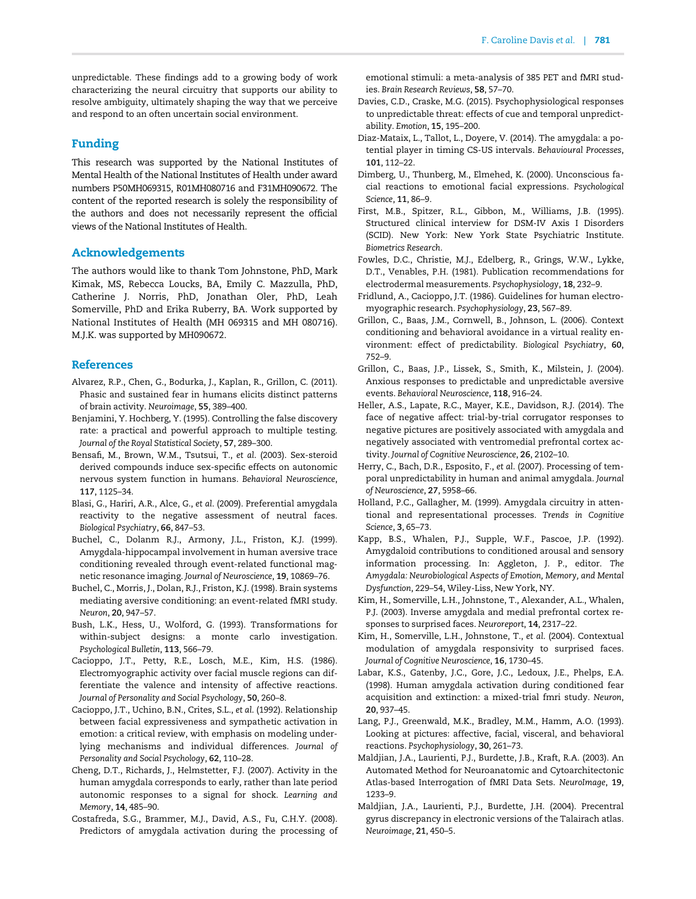unpredictable. These findings add to a growing body of work characterizing the neural circuitry that supports our ability to resolve ambiguity, ultimately shaping the way that we perceive and respond to an often uncertain social environment.

## Funding

This research was supported by the National Institutes of Mental Health of the National Institutes of Health under award numbers P50MH069315, R01MH080716 and F31MH090672. The content of the reported research is solely the responsibility of the authors and does not necessarily represent the official views of the National Institutes of Health.

## Acknowledgements

The authors would like to thank Tom Johnstone, PhD, Mark Kimak, MS, Rebecca Loucks, BA, Emily C. Mazzulla, PhD, Catherine J. Norris, PhD, Jonathan Oler, PhD, Leah Somerville, PhD and Erika Ruberry, BA. Work supported by National Institutes of Health (MH 069315 and MH 080716). M.J.K. was supported by MH090672.

## References

Alvarez, R.P., Chen, G., Bodurka, J., Kaplan, R., Grillon, C. (2011). Phasic and sustained fear in humans elicits distinct patterns of brain activity. *Neuroimage*, **55**, 389–400.

Benjamini, Y. Hochberg, Y. (1995). Controlling the false discovery rate: a practical and powerful approach to multiple testing. *Journal of the Royal Statistical Society*, **57**, 289–300.

Bensafi, M., Brown, W.M., Tsutsui, T., *et al.* (2003). Sex-steroid derived compounds induce sex-specific effects on autonomic nervous system function in humans. *Behavioral Neuroscience*, **117**, 1125–34.

Blasi, G., Hariri, A.R., Alce, G., *et al.* (2009). Preferential amygdala reactivity to the negative assessment of neutral faces. *Biological Psychiatry*, **66**, 847–53.

Buchel, C., Dolanm R.J., Armony, J.L., Friston, K.J. (1999). Amygdala-hippocampal involvement in human aversive trace conditioning revealed through event-related functional magnetic resonance imaging. *Journal of Neuroscience*, **19**, 10869–76.

Buchel, C., Morris, J., Dolan, R.J., Friston, K.J. (1998). Brain systems mediating aversive conditioning: an event-related fMRI study. *Neuron*, **20**, 947–57.

Bush, L.K., Hess, U., Wolford, G. (1993). Transformations for within-subject designs: a monte carlo investigation. *Psychological Bulletin*, **113**, 566–79.

Cacioppo, J.T., Petty, R.E., Losch, M.E., Kim, H.S. (1986). Electromyographic activity over facial muscle regions can differentiate the valence and intensity of affective reactions. *Journal of Personality and Social Psychology*, **50**, 260–8.

Cacioppo, J.T., Uchino, B.N., Crites, S.L., *et al.* (1992). Relationship between facial expressiveness and sympathetic activation in emotion: a critical review, with emphasis on modeling underlying mechanisms and individual differences. *Journal of Personality and Social Psychology*, **62**, 110–28.

Cheng, D.T., Richards, J., Helmstetter, F.J. (2007). Activity in the human amygdala corresponds to early, rather than late period autonomic responses to a signal for shock. *Learning and Memory*, **14**, 485–90.

Costafreda, S.G., Brammer, M.J., David, A.S., Fu, C.H.Y. (2008). Predictors of amygdala activation during the processing of emotional stimuli: a meta-analysis of 385 PET and fMRI studies. *Brain Research Reviews*, **58**, 57–70.

Davies, C.D., Craske, M.G. (2015). Psychophysiological responses to unpredictable threat: effects of cue and temporal unpredictability. *Emotion*, **15**, 195–200.

Diaz-Mataix, L., Tallot, L., Doyere, V. (2014). The amygdala: a potential player in timing CS-US intervals. *Behavioural Processes*, **101**, 112–22.

Dimberg, U., Thunberg, M., Elmehed, K. (2000). Unconscious facial reactions to emotional facial expressions. *Psychological Science*, **11**, 86–9.

First, M.B., Spitzer, R.L., Gibbon, M., Williams, J.B. (1995). Structured clinical interview for DSM-IV Axis I Disorders (SCID). New York: New York State Psychiatric Institute. *Biometrics Research*.

Fowles, D.C., Christie, M.J., Edelberg, R., Grings, W.W., Lykke, D.T., Venables, P.H. (1981). Publication recommendations for electrodermal measurements. *Psychophysiology*, **18**, 232–9.

Fridlund, A., Cacioppo, J.T. (1986). Guidelines for human electromyographic research. *Psychophysiology*, **23**, 567–89.

Grillon, C., Baas, J.M., Cornwell, B., Johnson, L. (2006). Context conditioning and behavioral avoidance in a virtual reality environment: effect of predictability. *Biological Psychiatry*, **60**, 752–9.

Grillon, C., Baas, J.P., Lissek, S., Smith, K., Milstein, J. (2004). Anxious responses to predictable and unpredictable aversive events. *Behavioral Neuroscience*, **118**, 916–24.

Heller, A.S., Lapate, R.C., Mayer, K.E., Davidson, R.J. (2014). The face of negative affect: trial-by-trial corrugator responses to negative pictures are positively associated with amygdala and negatively associated with ventromedial prefrontal cortex activity. *Journal of Cognitive Neuroscience*, **26**, 2102–10.

Herry, C., Bach, D.R., Esposito, F., *et al.* (2007). Processing of temporal unpredictability in human and animal amygdala. *Journal of Neuroscience*, **27**, 5958–66.

Holland, P.C., Gallagher, M. (1999). Amygdala circuitry in attentional and representational processes. *Trends in Cognitive Science*, **3**, 65–73.

Kapp, B.S., Whalen, P.J., Supple, W.F., Pascoe, J.P. (1992). Amygdaloid contributions to conditioned arousal and sensory information processing. In: Aggleton, J. P., editor. *The Amygdala: Neurobiological Aspects of Emotion, Memory, and Mental Dysfunction*, 229–54, Wiley-Liss, New York, NY.

Kim, H., Somerville, L.H., Johnstone, T., Alexander, A.L., Whalen, P.J. (2003). Inverse amygdala and medial prefrontal cortex responses to surprised faces. *Neuroreport*, **14**, 2317–22.

Kim, H., Somerville, L.H., Johnstone, T., *et al.* (2004). Contextual modulation of amygdala responsivity to surprised faces. *Journal of Cognitive Neuroscience*, **16**, 1730–45.

Labar, K.S., Gatenby, J.C., Gore, J.C., Ledoux, J.E., Phelps, E.A. (1998). Human amygdala activation during conditioned fear acquisition and extinction: a mixed-trial fmri study. *Neuron*, **20**, 937–45.

Lang, P.J., Greenwald, M.K., Bradley, M.M., Hamm, A.O. (1993). Looking at pictures: affective, facial, visceral, and behavioral reactions. *Psychophysiology*, **30**, 261–73.

Maldjian, J.A., Laurienti, P.J., Burdette, J.B., Kraft, R.A. (2003). An Automated Method for Neuroanatomic and Cytoarchitectonic Atlas-based Interrogation of fMRI Data Sets. *NeuroImage*, **19**, 1233–9.

Maldjian, J.A., Laurienti, P.J., Burdette, J.H. (2004). Precentral gyrus discrepancy in electronic versions of the Talairach atlas. *Neuroimage*, **21**, 450–5.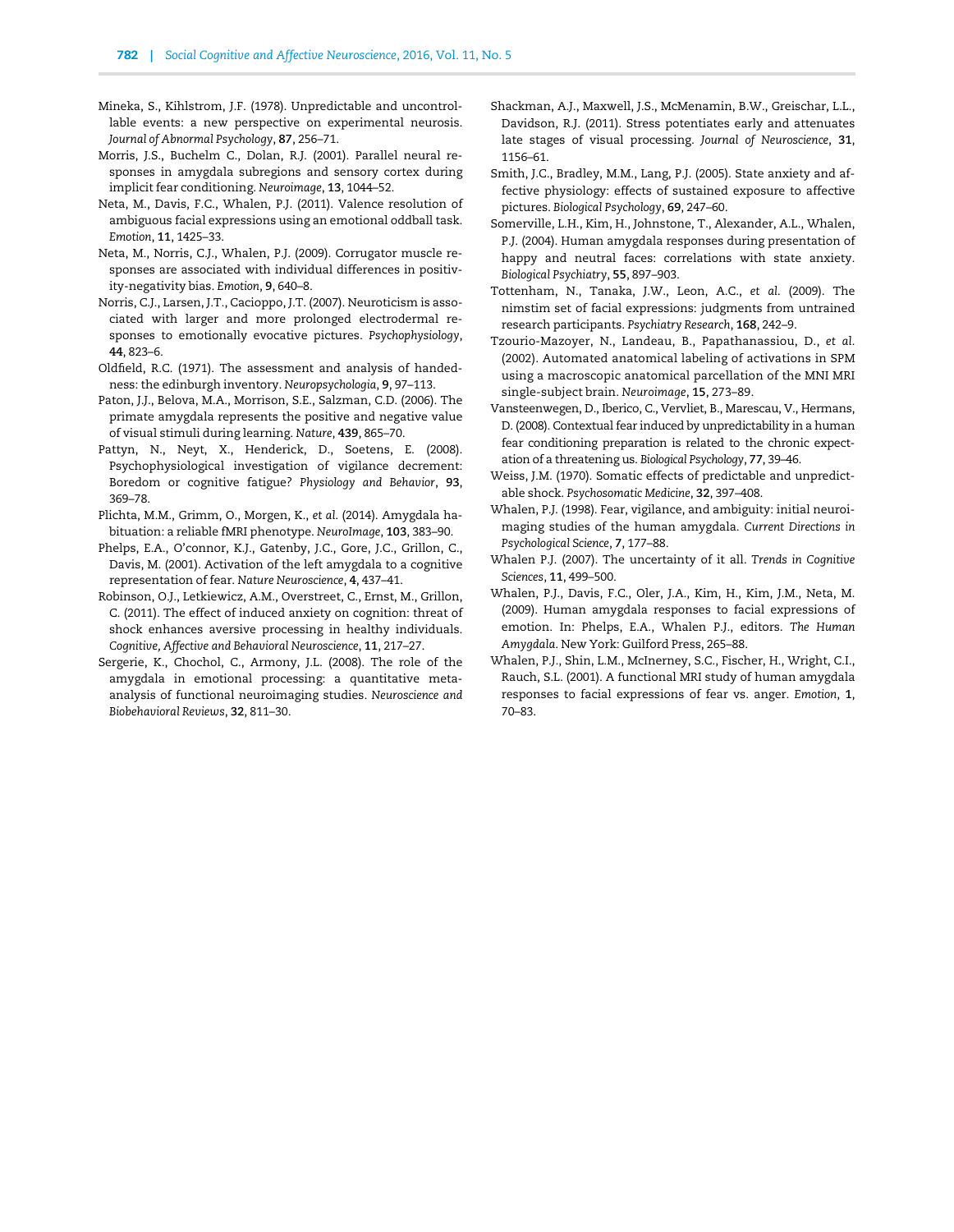Mineka, S., Kihlstrom, J.F. (1978). Unpredictable and uncontrollable events: a new perspective on experimental neurosis. *Journal of Abnormal Psychology*, **87**, 256–71.

Morris, J.S., Buchelm C., Dolan, R.J. (2001). Parallel neural responses in amygdala subregions and sensory cortex during implicit fear conditioning. *Neuroimage*, **13**, 1044–52.

Neta, M., Davis, F.C., Whalen, P.J. (2011). Valence resolution of ambiguous facial expressions using an emotional oddball task. *Emotion*, **11**, 1425–33.

Neta, M., Norris, C.J., Whalen, P.J. (2009). Corrugator muscle responses are associated with individual differences in positivity-negativity bias. *Emotion*, **9**, 640–8.

Norris, C.J., Larsen, J.T., Cacioppo, J.T. (2007). Neuroticism is associated with larger and more prolonged electrodermal responses to emotionally evocative pictures. *Psychophysiology*, **44**, 823–6.

Oldfield, R.C. (1971). The assessment and analysis of handedness: the edinburgh inventory. *Neuropsychologia*, **9**, 97–113.

Paton, J.J., Belova, M.A., Morrison, S.E., Salzman, C.D. (2006). The primate amygdala represents the positive and negative value of visual stimuli during learning. *Nature*, **439**, 865–70.

Pattyn, N., Neyt, X., Henderick, D., Soetens, E. (2008). Psychophysiological investigation of vigilance decrement: Boredom or cognitive fatigue? *Physiology and Behavior*, **93**, 369–78.

Plichta, M.M., Grimm, O., Morgen, K., *et al.* (2014). Amygdala habituation: a reliable fMRI phenotype. *NeuroImage*, **103**, 383–90.

Phelps, E.A., O'connor, K.J., Gatenby, J.C., Gore, J.C., Grillon, C., Davis, M. (2001). Activation of the left amygdala to a cognitive representation of fear. *Nature Neuroscience*, **4**, 437–41.

Robinson, O.J., Letkiewicz, A.M., Overstreet, C., Ernst, M., Grillon, C. (2011). The effect of induced anxiety on cognition: threat of shock enhances aversive processing in healthy individuals. *Cognitive, Affective and Behavioral Neuroscience*, **11**, 217–27.

Sergerie, K., Chochol, C., Armony, J.L. (2008). The role of the amygdala in emotional processing: a quantitative meta-analysis of functional neuroimaging studies. *Neuroscience and Biobehavioral Reviews*, **32**, 811–30.

Shackman, A.J., Maxwell, J.S., McMenamin, B.W., Greischar, L.L., Davidson, R.J. (2011). Stress potentiates early and attenuates late stages of visual processing. *Journal of Neuroscience*, **31**, 1156–61.

Smith, J.C., Bradley, M.M., Lang, P.J. (2005). State anxiety and affective physiology: effects of sustained exposure to affective pictures. *Biological Psychology*, **69**, 247–60.

Somerville, L.H., Kim, H., Johnstone, T., Alexander, A.L., Whalen, P.J. (2004). Human amygdala responses during presentation of happy and neutral faces: correlations with state anxiety. *Biological Psychiatry*, **55**, 897–903.

Tottenham, N., Tanaka, J.W., Leon, A.C., *et al.* (2009). The nimstim set of facial expressions: judgments from untrained research participants. *Psychiatry Research*, **168**, 242–9.

Tzourio-Mazoyer, N., Landeau, B., Papathanassiou, D., *et al.* (2002). Automated anatomical labeling of activations in SPM using a macroscopic anatomical parcellation of the MNI MRI single-subject brain. *Neuroimage*, **15**, 273–89.

Vansteenwegen, D., Iberico, C., Vervliet, B., Marescau, V., Hermans, D. (2008). Contextual fear induced by unpredictability in a human fear conditioning preparation is related to the chronic expectation of a threatening us. *Biological Psychology*, **77**, 39–46.

Weiss, J.M. (1970). Somatic effects of predictable and unpredictable shock. *Psychosomatic Medicine*, **32**, 397–408.

Whalen, P.J. (1998). Fear, vigilance, and ambiguity: initial neuroimaging studies of the human amygdala. *Current Directions in Psychological Science*, **7**, 177–88.

Whalen P.J. (2007). The uncertainty of it all. *Trends in Cognitive Sciences*, **11**, 499–500.

Whalen, P.J., Davis, F.C., Oler, J.A., Kim, H., Kim, J.M., Neta, M. (2009). Human amygdala responses to facial expressions of emotion. In: Phelps, E.A., Whalen P.J., editors. *The Human Amygdala*. New York: Guilford Press, 265–88.

Whalen, P.J., Shin, L.M., McInerney, S.C., Fischer, H., Wright, C.I., Rauch, S.L. (2001). A functional MRI study of human amygdala responses to facial expressions of fear vs. anger. *Emotion*, **1**, 70–83.